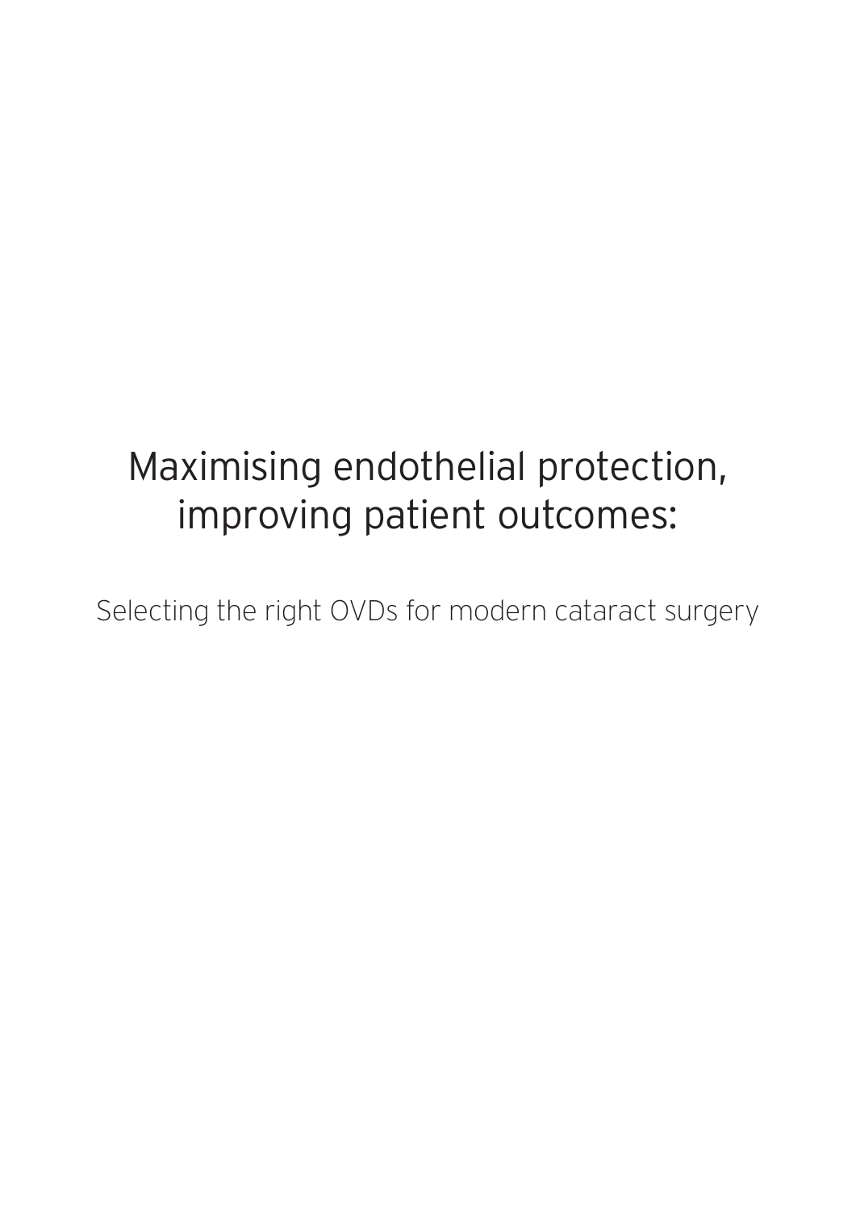# Maximising endothelial protection, improving patient outcomes:

## Selecting the right OVDs for modern cataract surgery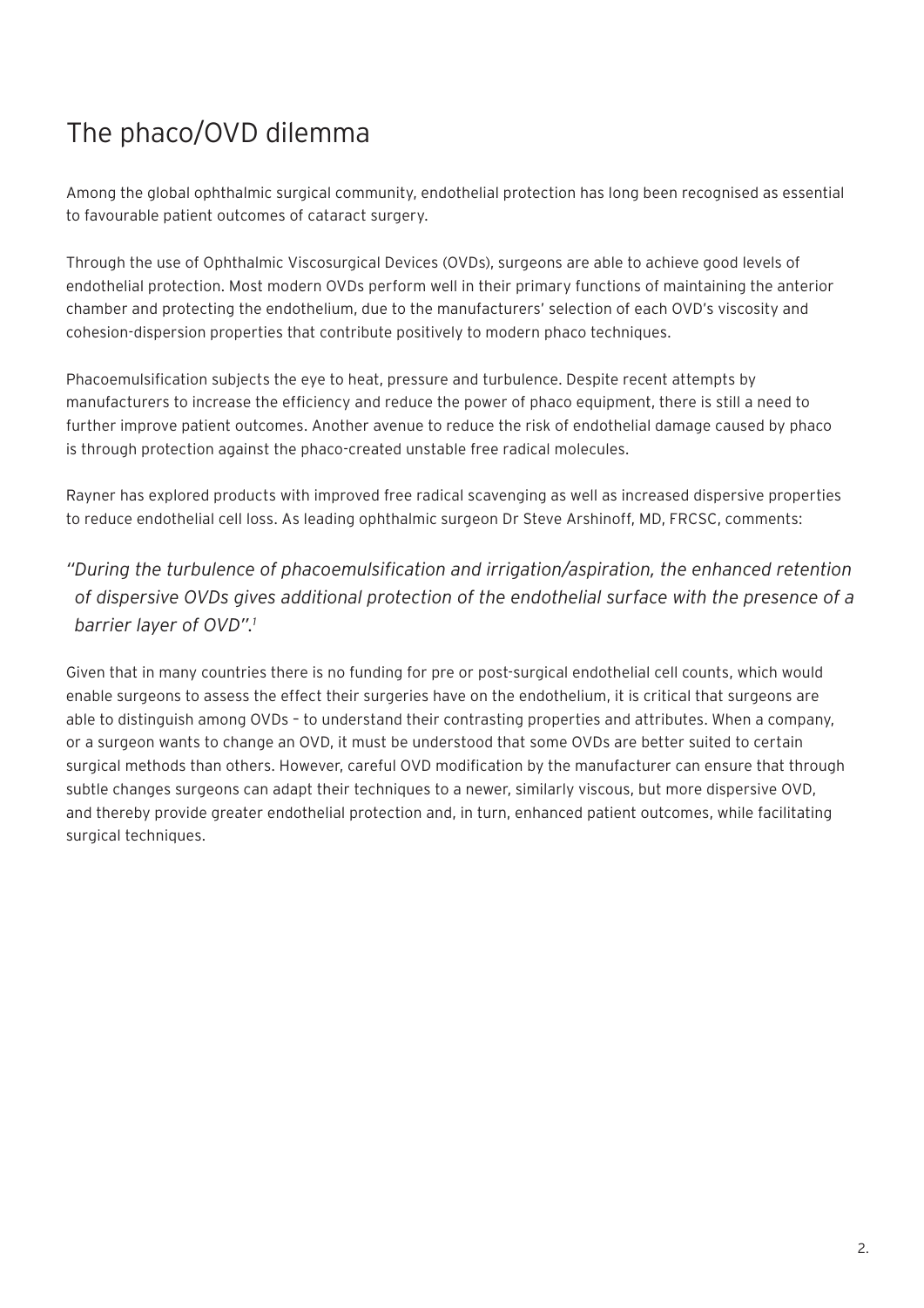# The phaco/OVD dilemma

Among the global ophthalmic surgical community, endothelial protection has long been recognised as essential to favourable patient outcomes of cataract surgery.

Through the use of Ophthalmic Viscosurgical Devices (OVDs), surgeons are able to achieve good levels of endothelial protection. Most modern OVDs perform well in their primary functions of maintaining the anterior chamber and protecting the endothelium, due to the manufacturers' selection of each OVD's viscosity and cohesion-dispersion properties that contribute positively to modern phaco techniques.

Phacoemulsification subjects the eye to heat, pressure and turbulence. Despite recent attempts by manufacturers to increase the efficiency and reduce the power of phaco equipment, there is still a need to further improve patient outcomes. Another avenue to reduce the risk of endothelial damage caused by phaco is through protection against the phaco-created unstable free radical molecules.

Rayner has explored products with improved free radical scavenging as well as increased dispersive properties to reduce endothelial cell loss. As leading ophthalmic surgeon Dr Steve Arshinoff, MD, FRCSC, comments:

*"During the turbulence of phacoemulsification and irrigation/aspiration, the enhanced retention of dispersive OVDs gives additional protection of the endothelial surface with the presence of a barrier layer of OVD".*[1]

Given that in many countries there is no funding for pre or post-surgical endothelial cell counts, which would enable surgeons to assess the effect their surgeries have on the endothelium, it is critical that surgeons are able to distinguish among OVDs – to understand their contrasting properties and attributes. When a company, or a surgeon wants to change an OVD, it must be understood that some OVDs are better suited to certain surgical methods than others. However, careful OVD modification by the manufacturer can ensure that through subtle changes surgeons can adapt their techniques to a newer, similarly viscous, but more dispersive OVD, and thereby provide greater endothelial protection and, in turn, enhanced patient outcomes, while facilitating surgical techniques.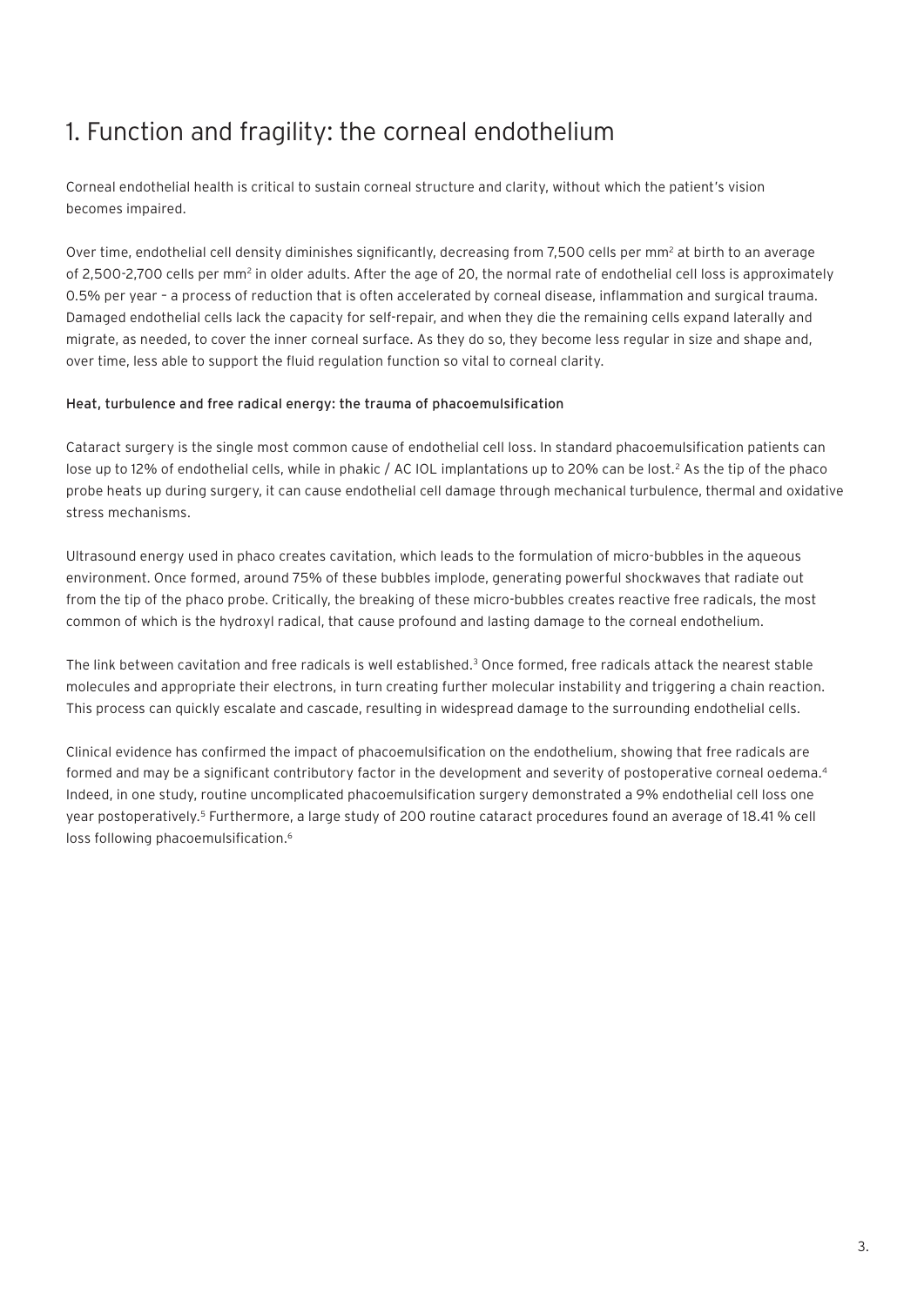# 1. Function and fragility: the corneal endothelium

Corneal endothelial health is critical to sustain corneal structure and clarity, without which the patient's vision becomes impaired.

Over time, endothelial cell density diminishes significantly, decreasing from 7,500 cells per mm$^2$ at birth to an average of 2,500-2,700 cells per mm$^2$ in older adults. After the age of 20, the normal rate of endothelial cell loss is approximately 0.5% per year – a process of reduction that is often accelerated by corneal disease, inflammation and surgical trauma. Damaged endothelial cells lack the capacity for self-repair, and when they die the remaining cells expand laterally and migrate, as needed, to cover the inner corneal surface. As they do so, they become less regular in size and shape and, over time, less able to support the fluid regulation function so vital to corneal clarity.

### Heat, turbulence and free radical energy: the trauma of phacoemulsification

Cataract surgery is the single most common cause of endothelial cell loss. In standard phacoemulsification patients can lose up to 12% of endothelial cells, while in phakic / AC IOL implantations up to 20% can be lost.[2] As the tip of the phaco probe heats up during surgery, it can cause endothelial cell damage through mechanical turbulence, thermal and oxidative stress mechanisms.

Ultrasound energy used in phaco creates cavitation, which leads to the formulation of micro-bubbles in the aqueous environment. Once formed, around 75% of these bubbles implode, generating powerful shockwaves that radiate out from the tip of the phaco probe. Critically, the breaking of these micro-bubbles creates reactive free radicals, the most common of which is the hydroxyl radical, that cause profound and lasting damage to the corneal endothelium.

The link between cavitation and free radicals is well established.[3] Once formed, free radicals attack the nearest stable molecules and appropriate their electrons, in turn creating further molecular instability and triggering a chain reaction. This process can quickly escalate and cascade, resulting in widespread damage to the surrounding endothelial cells.

Clinical evidence has confirmed the impact of phacoemulsification on the endothelium, showing that free radicals are formed and may be a significant contributory factor in the development and severity of postoperative corneal oedema.[4] Indeed, in one study, routine uncomplicated phacoemulsification surgery demonstrated a 9% endothelial cell loss one year postoperatively.[5] Furthermore, a large study of 200 routine cataract procedures found an average of 18.41 % cell loss following phacoemulsification.[6]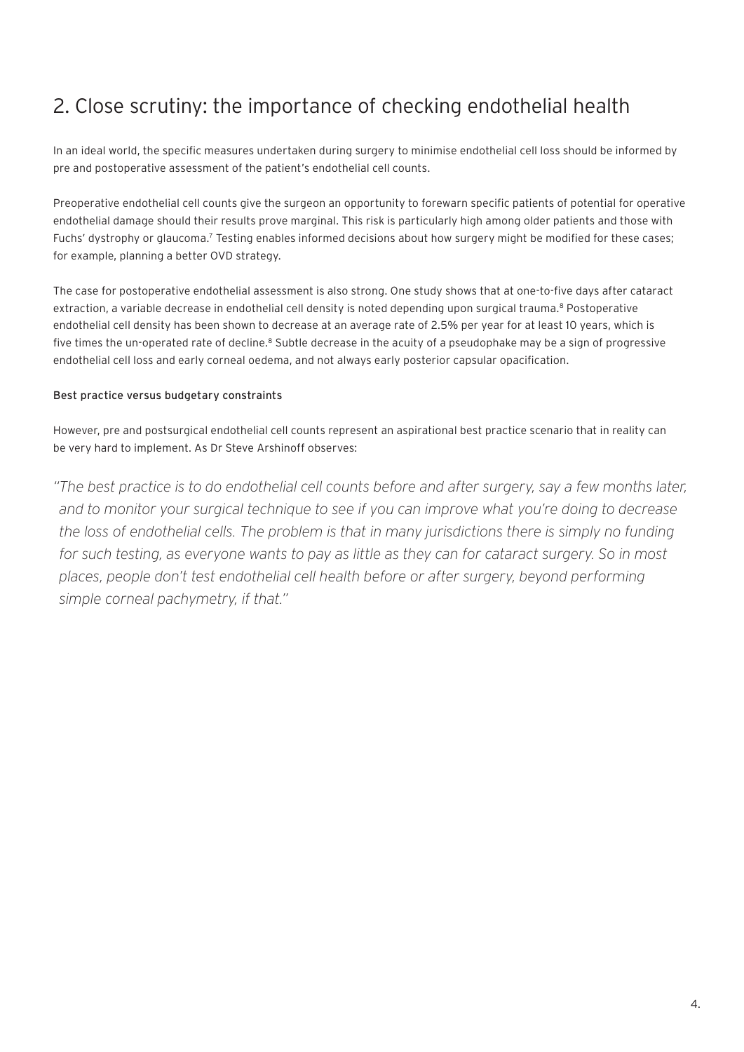## 2. Close scrutiny: the importance of checking endothelial health

In an ideal world, the specific measures undertaken during surgery to minimise endothelial cell loss should be informed by pre and postoperative assessment of the patient's endothelial cell counts.

Preoperative endothelial cell counts give the surgeon an opportunity to forewarn specific patients of potential for operative endothelial damage should their results prove marginal. This risk is particularly high among older patients and those with Fuchs' dystrophy or glaucoma.[7] Testing enables informed decisions about how surgery might be modified for these cases; for example, planning a better OVD strategy.

The case for postoperative endothelial assessment is also strong. One study shows that at one-to-five days after cataract extraction, a variable decrease in endothelial cell density is noted depending upon surgical trauma.[8] Postoperative endothelial cell density has been shown to decrease at an average rate of 2.5% per year for at least 10 years, which is five times the un-operated rate of decline.[8] Subtle decrease in the acuity of a pseudophake may be a sign of progressive endothelial cell loss and early corneal oedema, and not always early posterior capsular opacification.

### Best practice versus budgetary constraints

However, pre and postsurgical endothelial cell counts represent an aspirational best practice scenario that in reality can be very hard to implement. As Dr Steve Arshinoff observes:

> *"The best practice is to do endothelial cell counts before and after surgery, say a few months later, and to monitor your surgical technique to see if you can improve what you're doing to decrease the loss of endothelial cells. The problem is that in many jurisdictions there is simply no funding for such testing, as everyone wants to pay as little as they can for cataract surgery. So in most places, people don't test endothelial cell health before or after surgery, beyond performing simple corneal pachymetry, if that."*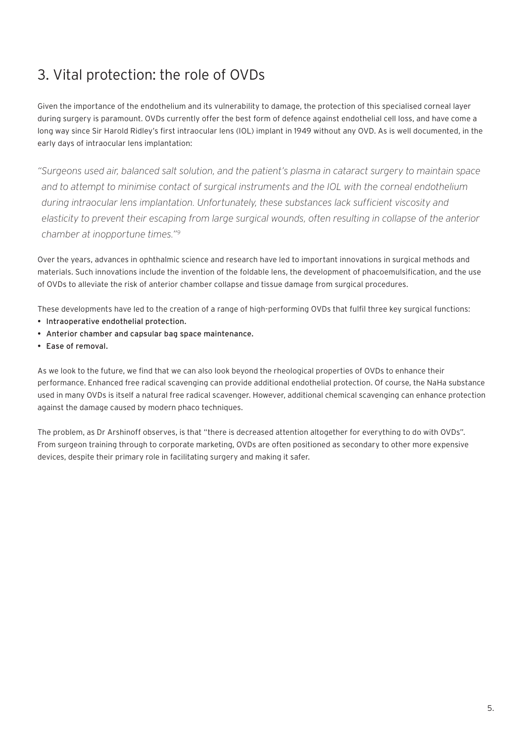## 3. Vital protection: the role of OVDs

Given the importance of the endothelium and its vulnerability to damage, the protection of this specialised corneal layer during surgery is paramount. OVDs currently offer the best form of defence against endothelial cell loss, and have come a long way since Sir Harold Ridley's first intraocular lens (IOL) implant in 1949 without any OVD. As is well documented, in the early days of intraocular lens implantation:

*"Surgeons used air, balanced salt solution, and the patient's plasma in cataract surgery to maintain space and to attempt to minimise contact of surgical instruments and the IOL with the corneal endothelium during intraocular lens implantation. Unfortunately, these substances lack sufficient viscosity and elasticity to prevent their escaping from large surgical wounds, often resulting in collapse of the anterior chamber at inopportune times."*[9]

Over the years, advances in ophthalmic science and research have led to important innovations in surgical methods and materials. Such innovations include the invention of the foldable lens, the development of phacoemulsification, and the use of OVDs to alleviate the risk of anterior chamber collapse and tissue damage from surgical procedures.

These developments have led to the creation of a range of high-performing OVDs that fulfil three key surgical functions:

- **Intraoperative endothelial protection.**
- **Anterior chamber and capsular bag space maintenance.**
- **Ease of removal.**

As we look to the future, we find that we can also look beyond the rheological properties of OVDs to enhance their performance. Enhanced free radical scavenging can provide additional endothelial protection. Of course, the NaHa substance used in many OVDs is itself a natural free radical scavenger. However, additional chemical scavenging can enhance protection against the damage caused by modern phaco techniques.

The problem, as Dr Arshinoff observes, is that "there is decreased attention altogether for everything to do with OVDs". From surgeon training through to corporate marketing, OVDs are often positioned as secondary to other more expensive devices, despite their primary role in facilitating surgery and making it safer.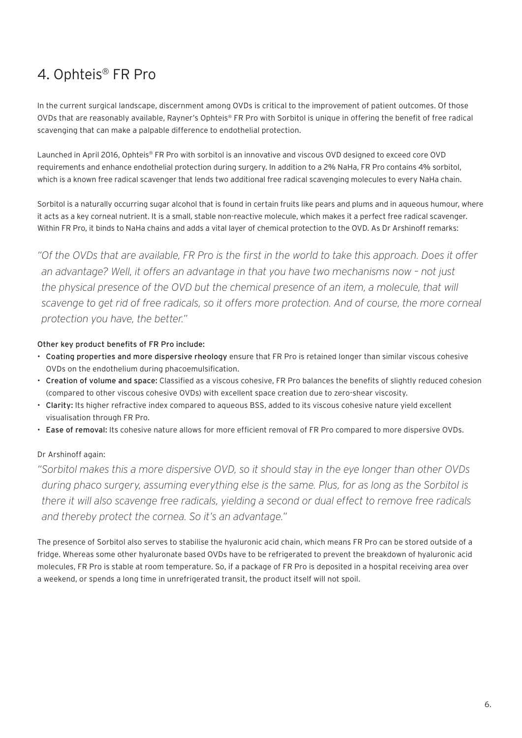## 4. Ophteis® FR Pro

In the current surgical landscape, discernment among OVDs is critical to the improvement of patient outcomes. Of those OVDs that are reasonably available, Rayner's Ophteis® FR Pro with Sorbitol is unique in offering the benefit of free radical scavenging that can make a palpable difference to endothelial protection.

Launched in April 2016, Ophteis® FR Pro with sorbitol is an innovative and viscous OVD designed to exceed core OVD requirements and enhance endothelial protection during surgery. In addition to a 2% NaHa, FR Pro contains 4% sorbitol, which is a known free radical scavenger that lends two additional free radical scavenging molecules to every NaHa chain.

Sorbitol is a naturally occurring sugar alcohol that is found in certain fruits like pears and plums and in aqueous humour, where it acts as a key corneal nutrient. It is a small, stable non-reactive molecule, which makes it a perfect free radical scavenger. Within FR Pro, it binds to NaHa chains and adds a vital layer of chemical protection to the OVD. As Dr Arshinoff remarks:

*"Of the OVDs that are available, FR Pro is the first in the world to take this approach. Does it offer an advantage? Well, it offers an advantage in that you have two mechanisms now – not just the physical presence of the OVD but the chemical presence of an item, a molecule, that will scavenge to get rid of free radicals, so it offers more protection. And of course, the more corneal protection you have, the better."*

**Other key product benefits of FR Pro include:**

- **Coating properties and more dispersive rheology** ensure that FR Pro is retained longer than similar viscous cohesive OVDs on the endothelium during phacoemulsification.
- **Creation of volume and space:** Classified as a viscous cohesive, FR Pro balances the benefits of slightly reduced cohesion (compared to other viscous cohesive OVDs) with excellent space creation due to zero-shear viscosity.
- **Clarity:** Its higher refractive index compared to aqueous BSS, added to its viscous cohesive nature yield excellent visualisation through FR Pro.
- **Ease of removal:** Its cohesive nature allows for more efficient removal of FR Pro compared to more dispersive OVDs.

Dr Arshinoff again:

*"Sorbitol makes this a more dispersive OVD, so it should stay in the eye longer than other OVDs during phaco surgery, assuming everything else is the same. Plus, for as long as the Sorbitol is there it will also scavenge free radicals, yielding a second or dual effect to remove free radicals and thereby protect the cornea. So it's an advantage."*

The presence of Sorbitol also serves to stabilise the hyaluronic acid chain, which means FR Pro can be stored outside of a fridge. Whereas some other hyaluronate based OVDs have to be refrigerated to prevent the breakdown of hyaluronic acid molecules, FR Pro is stable at room temperature. So, if a package of FR Pro is deposited in a hospital receiving area over a weekend, or spends a long time in unrefrigerated transit, the product itself will not spoil.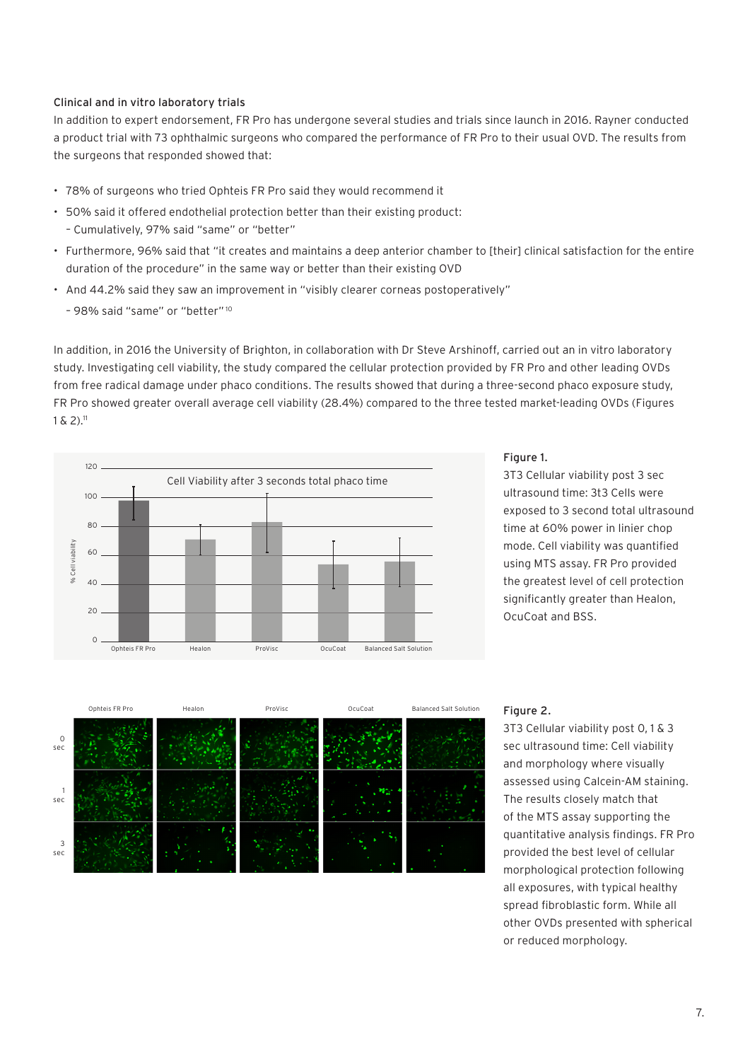### Clinical and in vitro laboratory trials

In addition to expert endorsement, FR Pro has undergone several studies and trials since launch in 2016. Rayner conducted a product trial with 73 ophthalmic surgeons who compared the performance of FR Pro to their usual OVD. The results from the surgeons that responded showed that:

- 78% of surgeons who tried Ophteis FR Pro said they would recommend it
- 50% said it offered endothelial protection better than their existing product:
  - Cumulatively, 97% said "same" or "better"
- Furthermore, 96% said that "it creates and maintains a deep anterior chamber to [their] clinical satisfaction for the entire duration of the procedure" in the same way or better than their existing OVD
- And 44.2% said they saw an improvement in "visibly clearer corneas postoperatively"
  - 98% said "same" or "better"[10]

In addition, in 2016 the University of Brighton, in collaboration with Dr Steve Arshinoff, carried out an in vitro laboratory study. Investigating cell viability, the study compared the cellular protection provided by FR Pro and other leading OVDs from free radical damage under phaco conditions. The results showed that during a three-second phaco exposure study, FR Pro showed greater overall average cell viability (28.4%) compared to the three tested market-leading OVDs (Figures 1 & 2).[11]

**Figure 1.**

3T3 Cellular viability post 3 sec ultrasound time: 3t3 Cells were exposed to 3 second total ultrasound time at 60% power in linier chop mode. Cell viability was quantified using MTS assay. FR Pro provided the greatest level of cell protection significantly greater than Healon, OcuCoat and BSS.

**Figure 2.**

3T3 Cellular viability post 0, 1 & 3 sec ultrasound time: Cell viability and morphology where visually assessed using Calcein-AM staining. The results closely match that of the MTS assay supporting the quantitative analysis findings. FR Pro provided the best level of cellular morphological protection following all exposures, with typical healthy spread fibroblastic form. While all other OVDs presented with spherical or reduced morphology.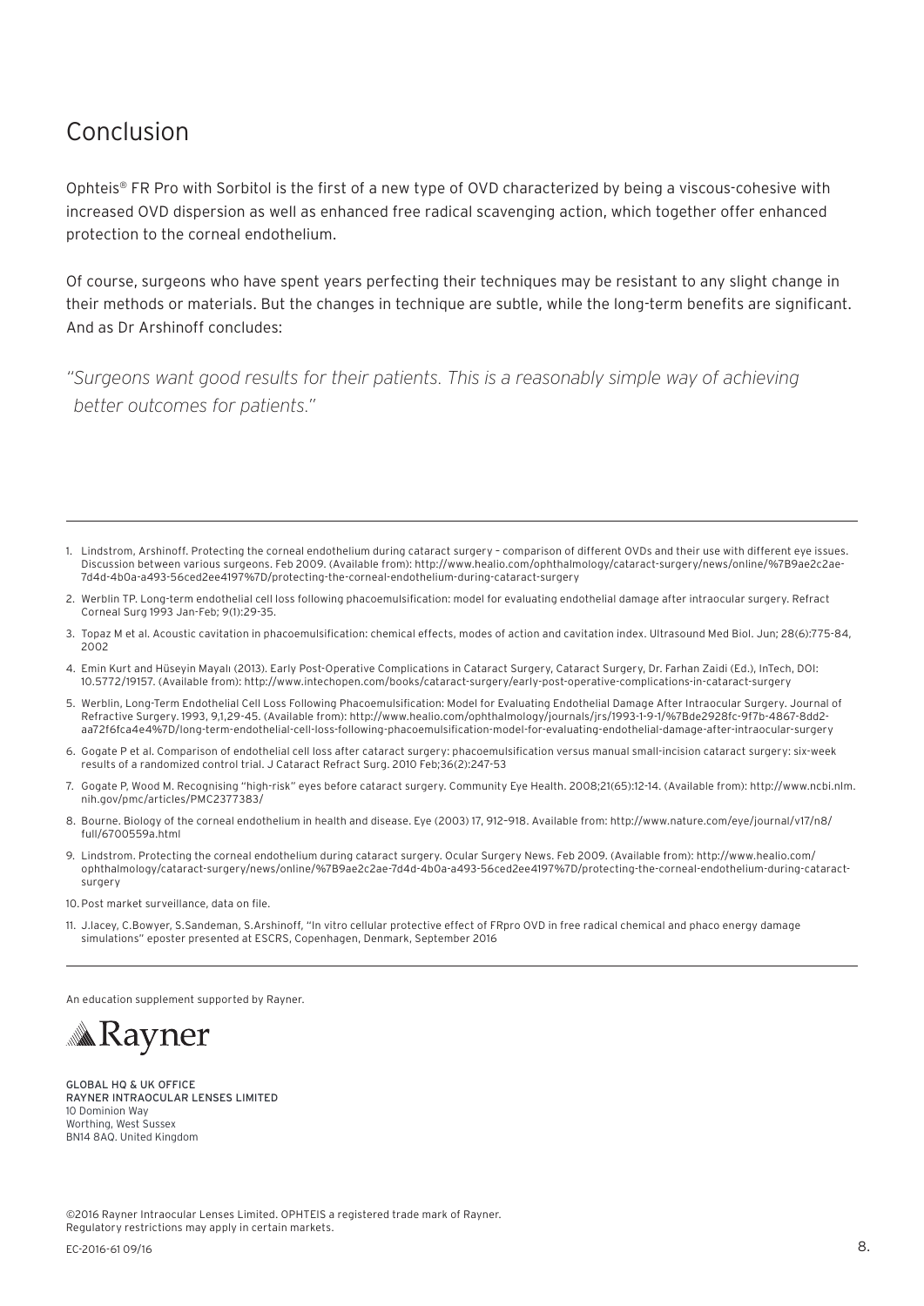## Conclusion

Ophteis® FR Pro with Sorbitol is the first of a new type of OVD characterized by being a viscous-cohesive with increased OVD dispersion as well as enhanced free radical scavenging action, which together offer enhanced protection to the corneal endothelium.

Of course, surgeons who have spent years perfecting their techniques may be resistant to any slight change in their methods or materials. But the changes in technique are subtle, while the long-term benefits are significant. And as Dr Arshinoff concludes:

*"Surgeons want good results for their patients. This is a reasonably simple way of achieving better outcomes for patients."*

---

1. Lindstrom, Arshinoff. Protecting the corneal endothelium during cataract surgery – comparison of different OVDs and their use with different eye issues. Discussion between various surgeons. Feb 2009. (Available from): http://www.healio.com/ophthalmology/cataract-surgery/news/online/%7B9ae2c2ae-7d4d-4b0a-a493-56ced2ee4197%7D/protecting-the-corneal-endothelium-during-cataract-surgery
2. Werblin TP. Long-term endothelial cell loss following phacoemulsification: model for evaluating endothelial damage after intraocular surgery. Refract Corneal Surg 1993 Jan-Feb; 9(1):29-35.
3. Topaz M et al. Acoustic cavitation in phacoemulsification: chemical effects, modes of action and cavitation index. Ultrasound Med Biol. Jun; 28(6):775-84, 2002
4. Emin Kurt and Hüseyin Mayalı (2013). Early Post-Operative Complications in Cataract Surgery, Cataract Surgery, Dr. Farhan Zaidi (Ed.), InTech, DOI: 10.5772/19157. (Available from): http://www.intechopen.com/books/cataract-surgery/early-post-operative-complications-in-cataract-surgery
5. Werblin, Long-Term Endothelial Cell Loss Following Phacoemulsification: Model for Evaluating Endothelial Damage After Intraocular Surgery. Journal of Refractive Surgery. 1993, 9,1,29-45. (Available from): http://www.healio.com/ophthalmology/journals/jrs/1993-1-9-1/%7Bde2928fc-9f7b-4867-8dd2-aa72f6fca4e4%7D/long-term-endothelial-cell-loss-following-phacoemulsification-model-for-evaluating-endothelial-damage-after-intraocular-surgery
6. Gogate P et al. Comparison of endothelial cell loss after cataract surgery: phacoemulsification versus manual small-incision cataract surgery: six-week results of a randomized control trial. J Cataract Refract Surg. 2010 Feb;36(2):247-53
7. Gogate P, Wood M. Recognising "high-risk" eyes before cataract surgery. Community Eye Health. 2008;21(65):12-14. (Available from): http://www.ncbi.nlm.nih.gov/pmc/articles/PMC2377383/
8. Bourne. Biology of the corneal endothelium in health and disease. Eye (2003) 17, 912–918. Available from: http://www.nature.com/eye/journal/v17/n8/full/6700559a.html
9. Lindstrom. Protecting the corneal endothelium during cataract surgery. Ocular Surgery News. Feb 2009. (Available from): http://www.healio.com/ophthalmology/cataract-surgery/news/online/%7B9ae2c2ae-7d4d-4b0a-a493-56ced2ee4197%7D/protecting-the-corneal-endothelium-during-cataract-surgery
10. Post market surveillance, data on file.
11. J.lacey, C.Bowyer, S.Sandeman, S.Arshinoff, "In vitro cellular protective effect of FRpro OVD in free radical chemical and phaco energy damage simulations" eposter presented at ESCRS, Copenhagen, Denmark, September 2016

---

An education supplement supported by Rayner.

Rayner

GLOBAL HQ & UK OFFICE
RAYNER INTRAOCULAR LENSES LIMITED
10 Dominion Way
Worthing, West Sussex
BN14 8AQ. United Kingdom

©2016 Rayner Intraocular Lenses Limited. OPHTEIS a registered trade mark of Rayner.
Regulatory restrictions may apply in certain markets.

EC-2016-61 09/16